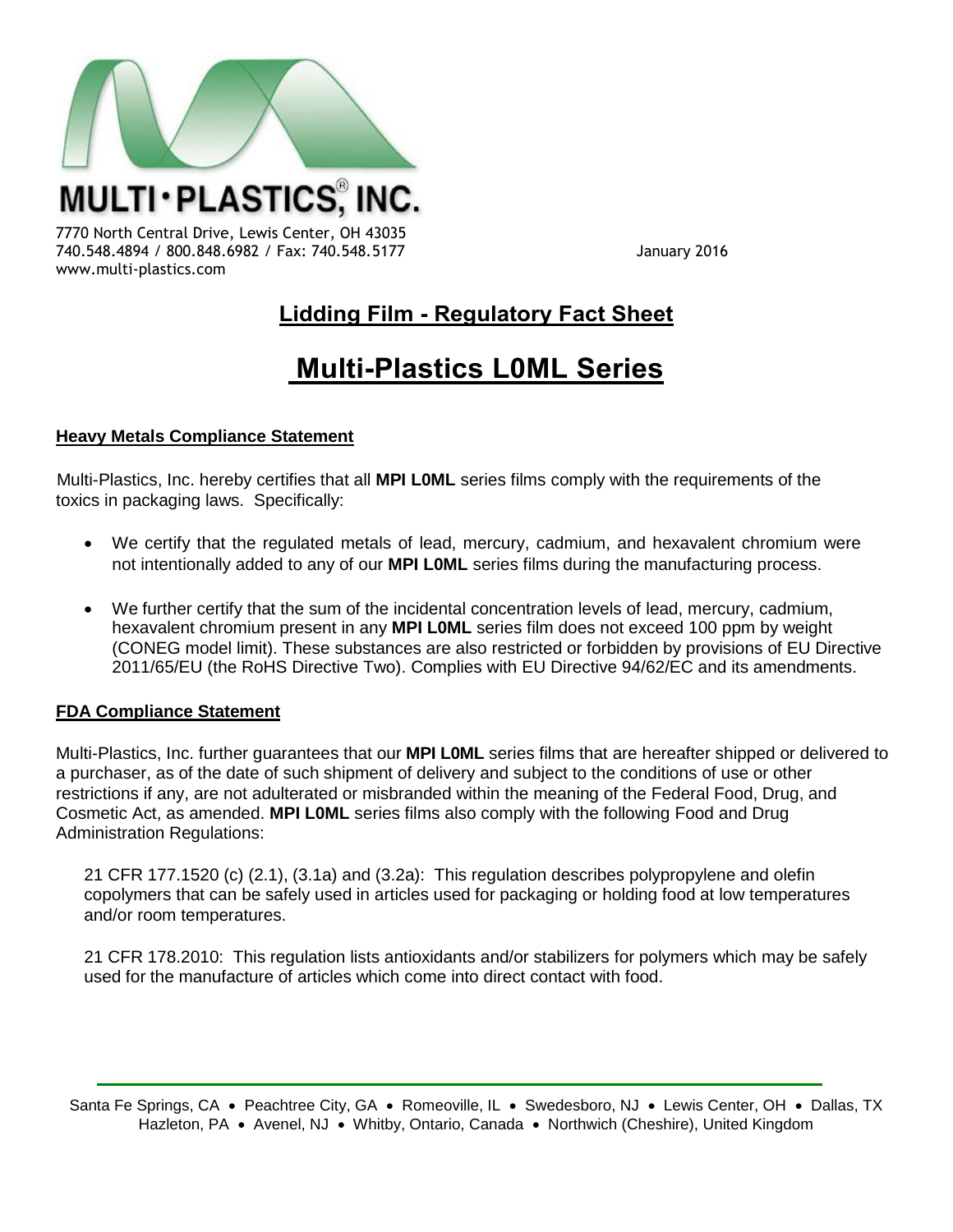MULTI·PLASTICS®, INC.

7770 North Central Drive, Lewis Center, OH 43035
740.548.4894 / 800.848.6982 / Fax: 740.548.5177
www.multi-plastics.com

January 2016

## Lidding Film - Regulatory Fact Sheet

# Multi-Plastics L0ML Series

### Heavy Metals Compliance Statement

Multi-Plastics, Inc. hereby certifies that all **MPI L0ML** series films comply with the requirements of the toxics in packaging laws. Specifically:

- We certify that the regulated metals of lead, mercury, cadmium, and hexavalent chromium were not intentionally added to any of our **MPI L0ML** series films during the manufacturing process.
- We further certify that the sum of the incidental concentration levels of lead, mercury, cadmium, hexavalent chromium present in any **MPI L0ML** series film does not exceed 100 ppm by weight (CONEG model limit). These substances are also restricted or forbidden by provisions of EU Directive 2011/65/EU (the RoHS Directive Two). Complies with EU Directive 94/62/EC and its amendments.

### FDA Compliance Statement

Multi-Plastics, Inc. further guarantees that our **MPI L0ML** series films that are hereafter shipped or delivered to a purchaser, as of the date of such shipment of delivery and subject to the conditions of use or other restrictions if any, are not adulterated or misbranded within the meaning of the Federal Food, Drug, and Cosmetic Act, as amended. **MPI L0ML** series films also comply with the following Food and Drug Administration Regulations:

21 CFR 177.1520 (c) (2.1), (3.1a) and (3.2a): This regulation describes polypropylene and olefin copolymers that can be safely used in articles used for packaging or holding food at low temperatures and/or room temperatures.

21 CFR 178.2010: This regulation lists antioxidants and/or stabilizers for polymers which may be safely used for the manufacture of articles which come into direct contact with food.

Santa Fe Springs, CA • Peachtree City, GA • Romeoville, IL • Swedesboro, NJ • Lewis Center, OH • Dallas, TX
Hazleton, PA • Avenel, NJ • Whitby, Ontario, Canada • Northwich (Cheshire), United Kingdom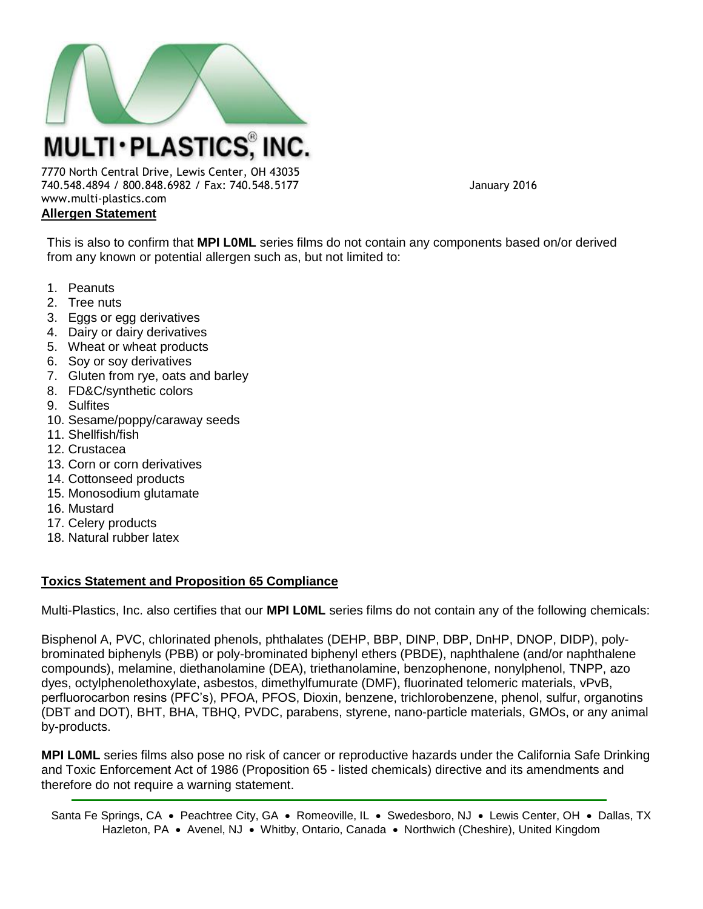# MULTI·PLASTICS®, INC.

7770 North Central Drive, Lewis Center, OH 43035
740.548.4894 / 800.848.6982 / Fax: 740.548.5177
www.multi-plastics.com

January 2016

## Allergen Statement

This is also to confirm that **MPI L0ML** series films do not contain any components based on/or derived from any known or potential allergen such as, but not limited to:

1. Peanuts
2. Tree nuts
3. Eggs or egg derivatives
4. Dairy or dairy derivatives
5. Wheat or wheat products
6. Soy or soy derivatives
7. Gluten from rye, oats and barley
8. FD&C/synthetic colors
9. Sulfites
10. Sesame/poppy/caraway seeds
11. Shellfish/fish
12. Crustacea
13. Corn or corn derivatives
14. Cottonseed products
15. Monosodium glutamate
16. Mustard
17. Celery products
18. Natural rubber latex

## Toxics Statement and Proposition 65 Compliance

Multi-Plastics, Inc. also certifies that our **MPI L0ML** series films do not contain any of the following chemicals:

Bisphenol A, PVC, chlorinated phenols, phthalates (DEHP, BBP, DINP, DBP, DnHP, DNOP, DIDP), poly-brominated biphenyls (PBB) or poly-brominated biphenyl ethers (PBDE), naphthalene (and/or naphthalene compounds), melamine, diethanolamine (DEA), triethanolamine, benzophenone, nonylphenol, TNPP, azo dyes, octylphenolethoxylate, asbestos, dimethylfumurate (DMF), fluorinated telomeric materials, vPvB, perfluorocarbon resins (PFC's), PFOA, PFOS, Dioxin, benzene, trichlorobenzene, phenol, sulfur, organotins (DBT and DOT), BHT, BHA, TBHQ, PVDC, parabens, styrene, nano-particle materials, GMOs, or any animal by-products.

**MPI L0ML** series films also pose no risk of cancer or reproductive hazards under the California Safe Drinking and Toxic Enforcement Act of 1986 (Proposition 65 - listed chemicals) directive and its amendments and therefore do not require a warning statement.

Santa Fe Springs, CA • Peachtree City, GA • Romeoville, IL • Swedesboro, NJ • Lewis Center, OH • Dallas, TX
Hazleton, PA • Avenel, NJ • Whitby, Ontario, Canada • Northwich (Cheshire), United Kingdom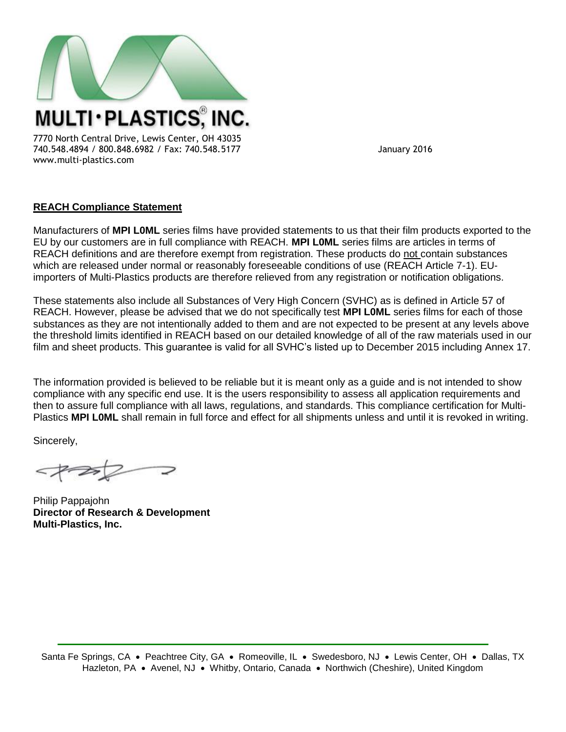MULTI·PLASTICS®, INC.

7770 North Central Drive, Lewis Center, OH 43035
740.548.4894 / 800.848.6982 / Fax: 740.548.5177
www.multi-plastics.com

January 2016

**REACH Compliance Statement**

Manufacturers of **MPI L0ML** series films have provided statements to us that their film products exported to the EU by our customers are in full compliance with REACH. **MPI L0ML** series films are articles in terms of REACH definitions and are therefore exempt from registration. These products do not contain substances which are released under normal or reasonably foreseeable conditions of use (REACH Article 7-1). EU-importers of Multi-Plastics products are therefore relieved from any registration or notification obligations.

These statements also include all Substances of Very High Concern (SVHC) as is defined in Article 57 of REACH. However, please be advised that we do not specifically test **MPI L0ML** series films for each of those substances as they are not intentionally added to them and are not expected to be present at any levels above the threshold limits identified in REACH based on our detailed knowledge of all of the raw materials used in our film and sheet products. This guarantee is valid for all SVHC's listed up to December 2015 including Annex 17.

The information provided is believed to be reliable but it is meant only as a guide and is not intended to show compliance with any specific end use. It is the users responsibility to assess all application requirements and then to assure full compliance with all laws, regulations, and standards. This compliance certification for Multi-Plastics **MPI L0ML** shall remain in full force and effect for all shipments unless and until it is revoked in writing.

Sincerely,

Philip Pappajohn
**Director of Research & Development**
**Multi-Plastics, Inc.**

Santa Fe Springs, CA • Peachtree City, GA • Romeoville, IL • Swedesboro, NJ • Lewis Center, OH • Dallas, TX
Hazleton, PA • Avenel, NJ • Whitby, Ontario, Canada • Northwich (Cheshire), United Kingdom